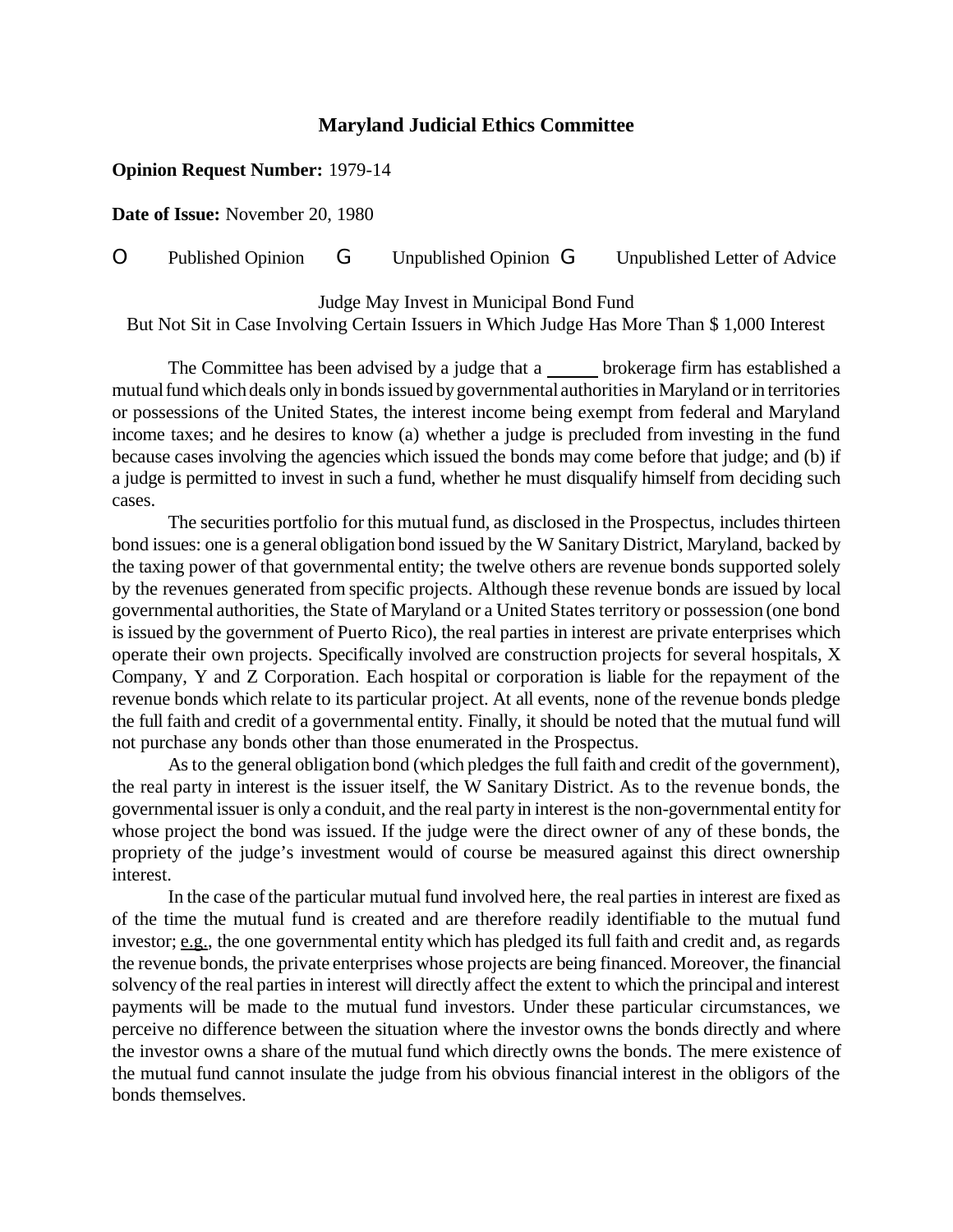## Maryland Judicial Ethics Committee

**Opinion Request Number:** 1979-14

**Date of Issue:** November 20, 1980

O Published Opinion G Unpublished Opinion G Unpublished Letter of Advice

Judge May Invest in Municipal Bond Fund
But Not Sit in Case Involving Certain Issuers in Which Judge Has More Than $ 1,000 Interest

The Committee has been advised by a judge that a _____ brokerage firm has established a mutual fund which deals only in bonds issued by governmental authorities in Maryland or in territories or possessions of the United States, the interest income being exempt from federal and Maryland income taxes; and he desires to know (a) whether a judge is precluded from investing in the fund because cases involving the agencies which issued the bonds may come before that judge; and (b) if a judge is permitted to invest in such a fund, whether he must disqualify himself from deciding such cases.

The securities portfolio for this mutual fund, as disclosed in the Prospectus, includes thirteen bond issues: one is a general obligation bond issued by the W Sanitary District, Maryland, backed by the taxing power of that governmental entity; the twelve others are revenue bonds supported solely by the revenues generated from specific projects. Although these revenue bonds are issued by local governmental authorities, the State of Maryland or a United States territory or possession (one bond is issued by the government of Puerto Rico), the real parties in interest are private enterprises which operate their own projects. Specifically involved are construction projects for several hospitals, X Company, Y and Z Corporation. Each hospital or corporation is liable for the repayment of the revenue bonds which relate to its particular project. At all events, none of the revenue bonds pledge the full faith and credit of a governmental entity. Finally, it should be noted that the mutual fund will not purchase any bonds other than those enumerated in the Prospectus.

As to the general obligation bond (which pledges the full faith and credit of the government), the real party in interest is the issuer itself, the W Sanitary District. As to the revenue bonds, the governmental issuer is only a conduit, and the real party in interest is the non-governmental entity for whose project the bond was issued. If the judge were the direct owner of any of these bonds, the propriety of the judge's investment would of course be measured against this direct ownership interest.

In the case of the particular mutual fund involved here, the real parties in interest are fixed as of the time the mutual fund is created and are therefore readily identifiable to the mutual fund investor; e.g., the one governmental entity which has pledged its full faith and credit and, as regards the revenue bonds, the private enterprises whose projects are being financed. Moreover, the financial solvency of the real parties in interest will directly affect the extent to which the principal and interest payments will be made to the mutual fund investors. Under these particular circumstances, we perceive no difference between the situation where the investor owns the bonds directly and where the investor owns a share of the mutual fund which directly owns the bonds. The mere existence of the mutual fund cannot insulate the judge from his obvious financial interest in the obligors of the bonds themselves.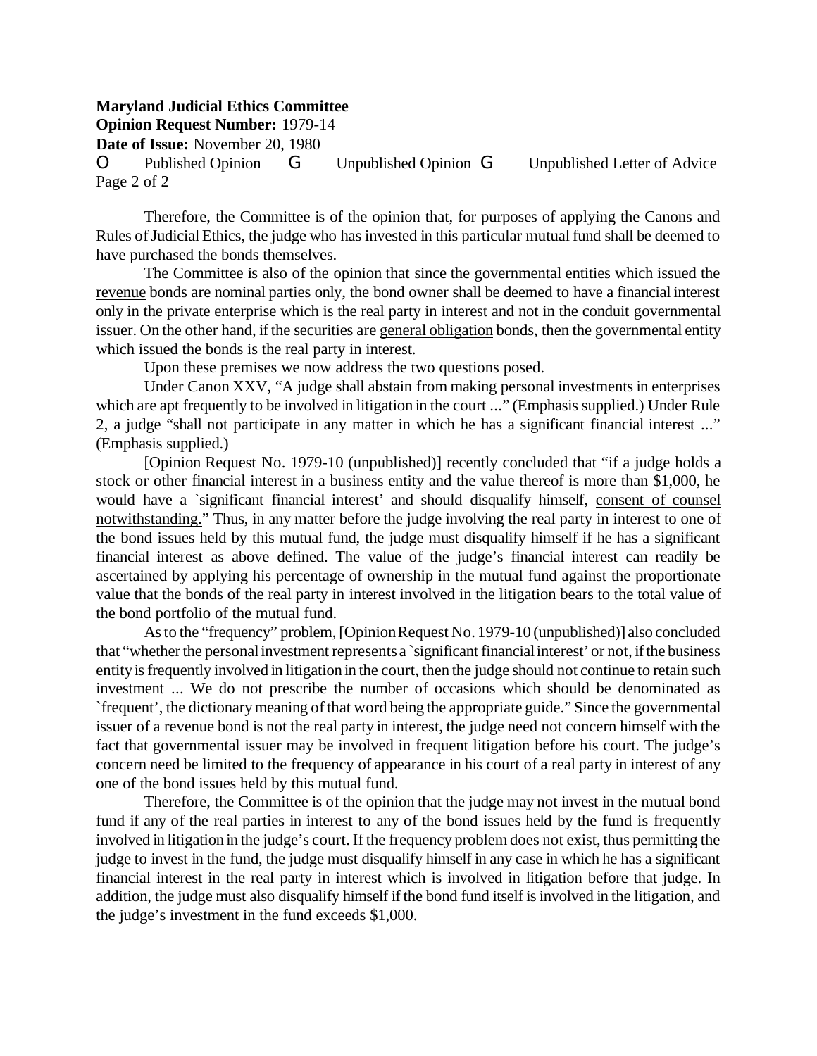Therefore, the Committee is of the opinion that, for purposes of applying the Canons and Rules of Judicial Ethics, the judge who has invested in this particular mutual fund shall be deemed to have purchased the bonds themselves.

The Committee is also of the opinion that since the governmental entities which issued the <u>revenue</u> bonds are nominal parties only, the bond owner shall be deemed to have a financial interest only in the private enterprise which is the real party in interest and not in the conduit governmental issuer. On the other hand, if the securities are <u>general obligation</u> bonds, then the governmental entity which issued the bonds is the real party in interest.

Upon these premises we now address the two questions posed.

Under Canon XXV, "A judge shall abstain from making personal investments in enterprises which are apt <u>frequently</u> to be involved in litigation in the court ..." (Emphasis supplied.) Under Rule 2, a judge "shall not participate in any matter in which he has a <u>significant</u> financial interest ..." (Emphasis supplied.)

[Opinion Request No. 1979-10 (unpublished)] recently concluded that "if a judge holds a stock or other financial interest in a business entity and the value thereof is more than $1,000, he would have a `significant financial interest' and should disqualify himself, <u>consent of counsel notwithstanding.</u>" Thus, in any matter before the judge involving the real party in interest to one of the bond issues held by this mutual fund, the judge must disqualify himself if he has a significant financial interest as above defined. The value of the judge's financial interest can readily be ascertained by applying his percentage of ownership in the mutual fund against the proportionate value that the bonds of the real party in interest involved in the litigation bears to the total value of the bond portfolio of the mutual fund.

As to the "frequency" problem, [Opinion Request No. 1979-10 (unpublished)] also concluded that "whether the personal investment represents a `significant financial interest' or not, if the business entity is frequently involved in litigation in the court, then the judge should not continue to retain such investment ... We do not prescribe the number of occasions which should be denominated as `frequent', the dictionary meaning of that word being the appropriate guide." Since the governmental issuer of a <u>revenue</u> bond is not the real party in interest, the judge need not concern himself with the fact that governmental issuer may be involved in frequent litigation before his court. The judge's concern need be limited to the frequency of appearance in his court of a real party in interest of any one of the bond issues held by this mutual fund.

Therefore, the Committee is of the opinion that the judge may not invest in the mutual bond fund if any of the real parties in interest to any of the bond issues held by the fund is frequently involved in litigation in the judge's court. If the frequency problem does not exist, thus permitting the judge to invest in the fund, the judge must disqualify himself in any case in which he has a significant financial interest in the real party in interest which is involved in litigation before that judge. In addition, the judge must also disqualify himself if the bond fund itself is involved in the litigation, and the judge's investment in the fund exceeds $1,000.